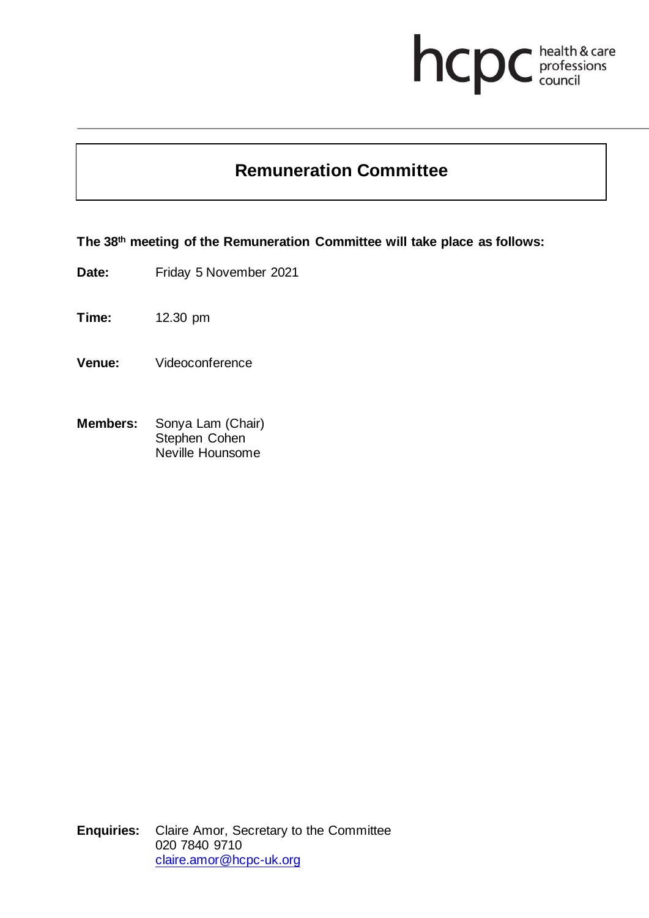# Remuneration Committee

**The 38th meeting of the Remuneration Committee will take place as follows:**

**Date:** Friday 5 November 2021

**Time:** 12.30 pm

**Venue:** Videoconference

**Members:** Sonya Lam (Chair)
Stephen Cohen
Neville Hounsome

**Enquiries:** Claire Amor, Secretary to the Committee
020 7840 9710
claire.amor@hcpc-uk.org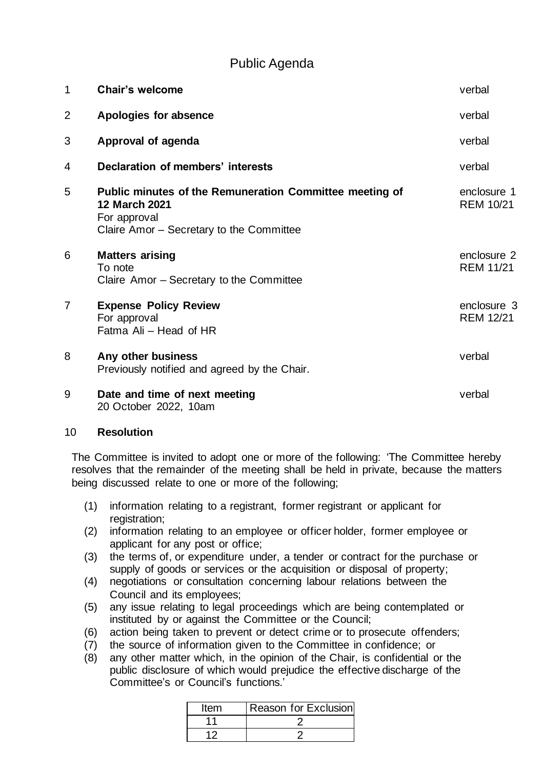# Public Agenda

| | | |
|---|---|---|
| 1 | **Chair's welcome** | verbal |
| 2 | **Apologies for absence** | verbal |
| 3 | **Approval of agenda** | verbal |
| 4 | **Declaration of members' interests** | verbal |
| 5 | **Public minutes of the Remuneration Committee meeting of 12 March 2021**<br>For approval<br>Claire Amor – Secretary to the Committee | enclosure 1<br>REM 10/21 |
| 6 | **Matters arising**<br>To note<br>Claire Amor – Secretary to the Committee | enclosure 2<br>REM 11/21 |
| 7 | **Expense Policy Review**<br>For approval<br>Fatma Ali – Head of HR | enclosure 3<br>REM 12/21 |
| 8 | **Any other business**<br>Previously notified and agreed by the Chair. | verbal |
| 9 | **Date and time of next meeting**<br>20 October 2022, 10am | verbal |

10 **Resolution**

The Committee is invited to adopt one or more of the following: 'The Committee hereby resolves that the remainder of the meeting shall be held in private, because the matters being discussed relate to one or more of the following;

(1) information relating to a registrant, former registrant or applicant for registration;
(2) information relating to an employee or officer holder, former employee or applicant for any post or office;
(3) the terms of, or expenditure under, a tender or contract for the purchase or supply of goods or services or the acquisition or disposal of property;
(4) negotiations or consultation concerning labour relations between the Council and its employees;
(5) any issue relating to legal proceedings which are being contemplated or instituted by or against the Committee or the Council;
(6) action being taken to prevent or detect crime or to prosecute offenders;
(7) the source of information given to the Committee in confidence; or
(8) any other matter which, in the opinion of the Chair, is confidential or the public disclosure of which would prejudice the effective discharge of the Committee's or Council's functions.'

| Item | Reason for Exclusion |
|---|---|
| 11 | 2 |
| 12 | 2 |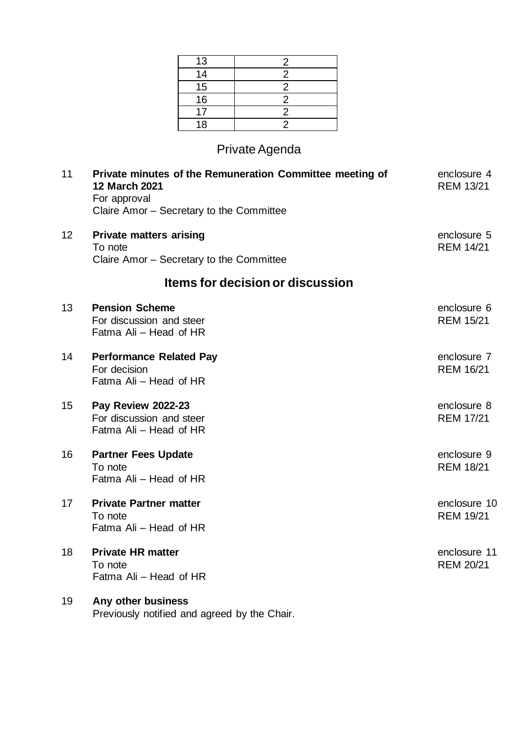| | |
|---|---|
| 13 | 2 |
| 14 | 2 |
| 15 | 2 |
| 16 | 2 |
| 17 | 2 |
| 18 | 2 |

## Private Agenda

| | | |
|---|---|---|
| 11 | **Private minutes of the Remuneration Committee meeting of 12 March 2021**<br>For approval<br>Claire Amor – Secretary to the Committee | enclosure 4<br>REM 13/21 |
| 12 | **Private matters arising**<br>To note<br>Claire Amor – Secretary to the Committee | enclosure 5<br>REM 14/21 |

### Items for decision or discussion

| | | |
|---|---|---|
| 13 | **Pension Scheme**<br>For discussion and steer<br>Fatma Ali – Head of HR | enclosure 6<br>REM 15/21 |
| 14 | **Performance Related Pay**<br>For decision<br>Fatma Ali – Head of HR | enclosure 7<br>REM 16/21 |
| 15 | **Pay Review 2022-23**<br>For discussion and steer<br>Fatma Ali – Head of HR | enclosure 8<br>REM 17/21 |
| 16 | **Partner Fees Update**<br>To note<br>Fatma Ali – Head of HR | enclosure 9<br>REM 18/21 |
| 17 | **Private Partner matter**<br>To note<br>Fatma Ali – Head of HR | enclosure 10<br>REM 19/21 |
| 18 | **Private HR matter**<br>To note<br>Fatma Ali – Head of HR | enclosure 11<br>REM 20/21 |
| 19 | **Any other business**<br>Previously notified and agreed by the Chair. | |